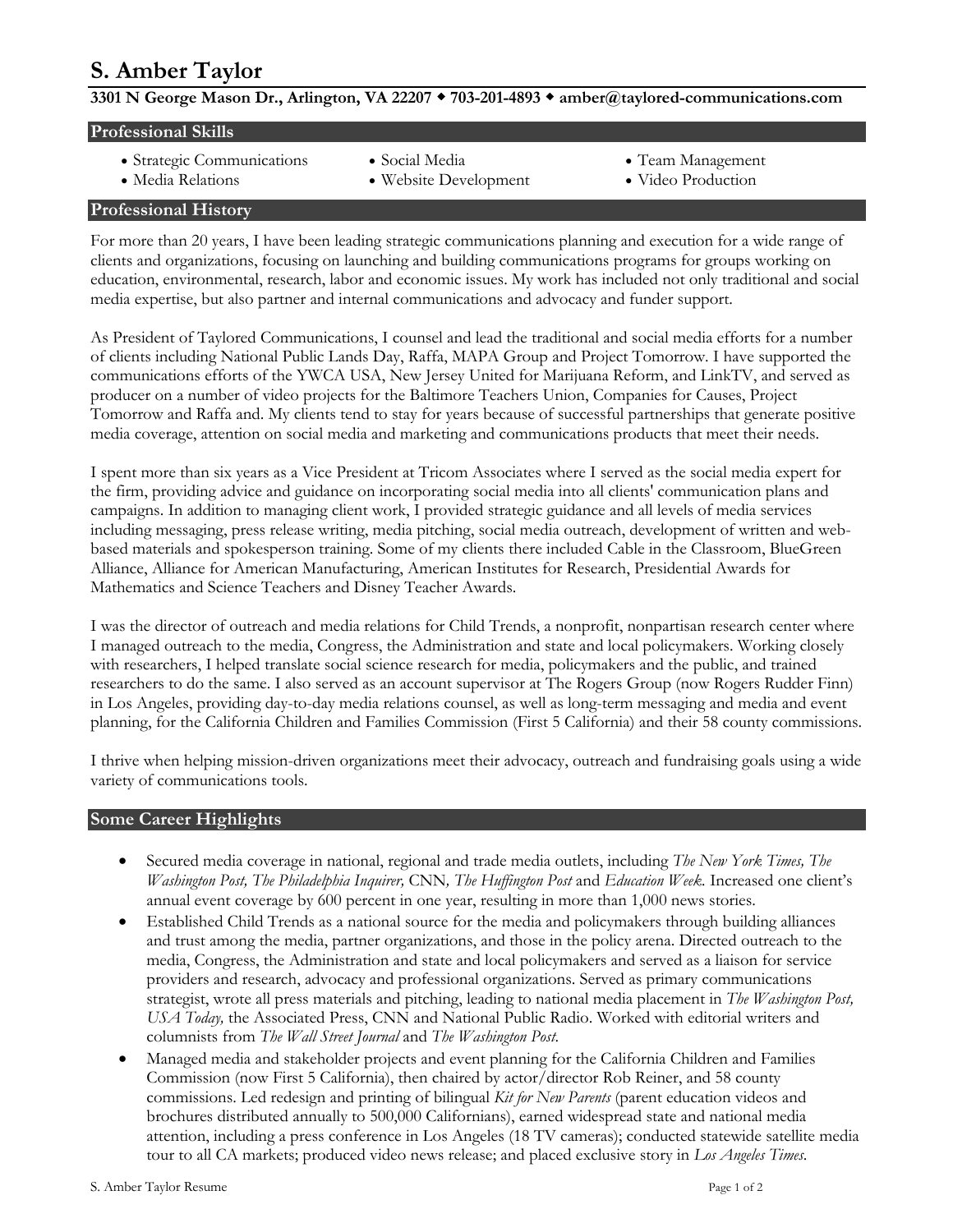# S. Amber Taylor

**3301 N George Mason Dr., Arlington, VA 22207 ◆ 703-201-4893 ◆ amber@taylored-communications.com**

## Professional Skills

- Strategic Communications
- Media Relations
- Social Media
- Website Development
- Team Management
- Video Production

## Professional History

For more than 20 years, I have been leading strategic communications planning and execution for a wide range of clients and organizations, focusing on launching and building communications programs for groups working on education, environmental, research, labor and economic issues. My work has included not only traditional and social media expertise, but also partner and internal communications and advocacy and funder support.

As President of Taylored Communications, I counsel and lead the traditional and social media efforts for a number of clients including National Public Lands Day, Raffa, MAPA Group and Project Tomorrow. I have supported the communications efforts of the YWCA USA, New Jersey United for Marijuana Reform, and LinkTV, and served as producer on a number of video projects for the Baltimore Teachers Union, Companies for Causes, Project Tomorrow and Raffa and. My clients tend to stay for years because of successful partnerships that generate positive media coverage, attention on social media and marketing and communications products that meet their needs.

I spent more than six years as a Vice President at Tricom Associates where I served as the social media expert for the firm, providing advice and guidance on incorporating social media into all clients' communication plans and campaigns. In addition to managing client work, I provided strategic guidance and all levels of media services including messaging, press release writing, media pitching, social media outreach, development of written and web-based materials and spokesperson training. Some of my clients there included Cable in the Classroom, BlueGreen Alliance, Alliance for American Manufacturing, American Institutes for Research, Presidential Awards for Mathematics and Science Teachers and Disney Teacher Awards.

I was the director of outreach and media relations for Child Trends, a nonprofit, nonpartisan research center where I managed outreach to the media, Congress, the Administration and state and local policymakers. Working closely with researchers, I helped translate social science research for media, policymakers and the public, and trained researchers to do the same. I also served as an account supervisor at The Rogers Group (now Rogers Rudder Finn) in Los Angeles, providing day-to-day media relations counsel, as well as long-term messaging and media and event planning, for the California Children and Families Commission (First 5 California) and their 58 county commissions.

I thrive when helping mission-driven organizations meet their advocacy, outreach and fundraising goals using a wide variety of communications tools.

## Some Career Highlights

- Secured media coverage in national, regional and trade media outlets, including *The New York Times, The Washington Post, The Philadelphia Inquirer,* CNN*, The Huffington Post* and *Education Week*. Increased one client's annual event coverage by 600 percent in one year, resulting in more than 1,000 news stories.
- Established Child Trends as a national source for the media and policymakers through building alliances and trust among the media, partner organizations, and those in the policy arena. Directed outreach to the media, Congress, the Administration and state and local policymakers and served as a liaison for service providers and research, advocacy and professional organizations. Served as primary communications strategist, wrote all press materials and pitching, leading to national media placement in *The Washington Post, USA Today,* the Associated Press, CNN and National Public Radio. Worked with editorial writers and columnists from *The Wall Street Journal* and *The Washington Post*.
- Managed media and stakeholder projects and event planning for the California Children and Families Commission (now First 5 California), then chaired by actor/director Rob Reiner, and 58 county commissions. Led redesign and printing of bilingual *Kit for New Parents* (parent education videos and brochures distributed annually to 500,000 Californians), earned widespread state and national media attention, including a press conference in Los Angeles (18 TV cameras); conducted statewide satellite media tour to all CA markets; produced video news release; and placed exclusive story in *Los Angeles Times*.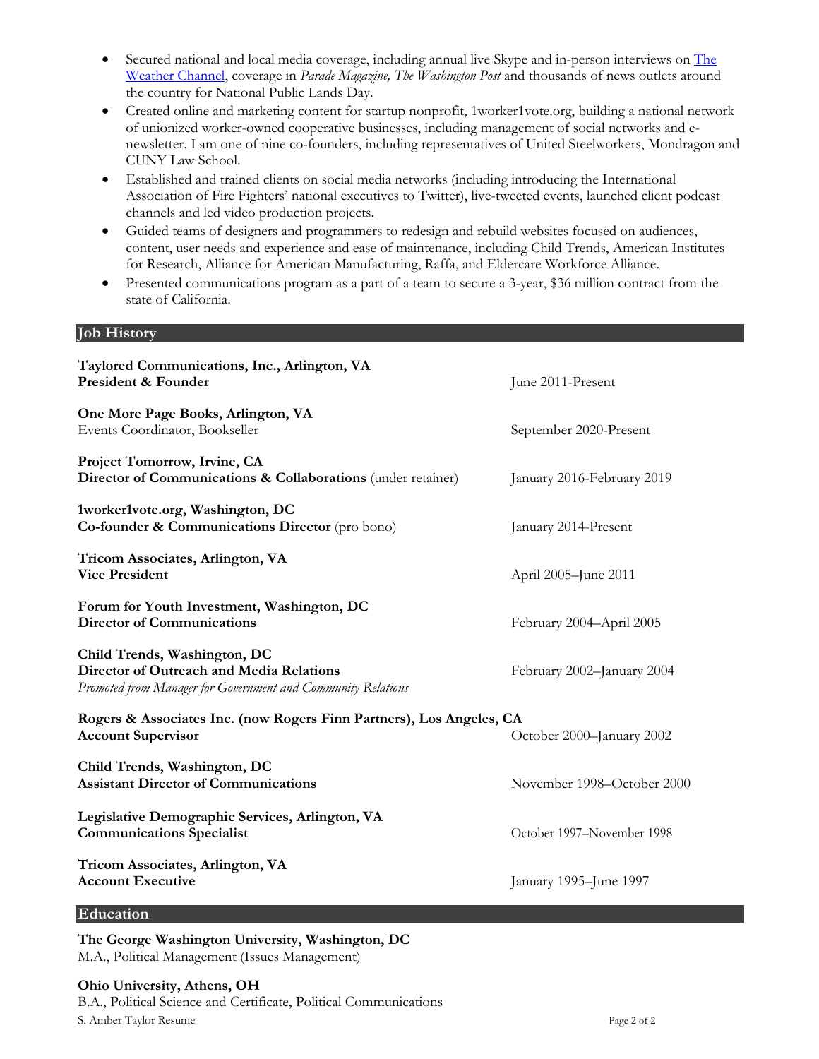- Secured national and local media coverage, including annual live Skype and in-person interviews on [The Weather Channel](), coverage in *Parade Magazine, The Washington Post* and thousands of news outlets around the country for National Public Lands Day.
- Created online and marketing content for startup nonprofit, 1worker1vote.org, building a national network of unionized worker-owned cooperative businesses, including management of social networks and e-newsletter. I am one of nine co-founders, including representatives of United Steelworkers, Mondragon and CUNY Law School.
- Established and trained clients on social media networks (including introducing the International Association of Fire Fighters' national executives to Twitter), live-tweeted events, launched client podcast channels and led video production projects.
- Guided teams of designers and programmers to redesign and rebuild websites focused on audiences, content, user needs and experience and ease of maintenance, including Child Trends, American Institutes for Research, Alliance for American Manufacturing, Raffa, and Eldercare Workforce Alliance.
- Presented communications program as a part of a team to secure a 3-year, $36 million contract from the state of California.

## Job History

**Taylored Communications, Inc., Arlington, VA**
**President & Founder** — June 2011-Present

**One More Page Books, Arlington, VA**
Events Coordinator, Bookseller — September 2020-Present

**Project Tomorrow, Irvine, CA**
**Director of Communications & Collaborations** (under retainer) — January 2016-February 2019

**1worker1vote.org, Washington, DC**
**Co-founder & Communications Director** (pro bono) — January 2014-Present

**Tricom Associates, Arlington, VA**
**Vice President** — April 2005–June 2011

**Forum for Youth Investment, Washington, DC**
**Director of Communications** — February 2004–April 2005

**Child Trends, Washington, DC**
**Director of Outreach and Media Relations** — February 2002–January 2004
*Promoted from Manager for Government and Community Relations*

**Rogers & Associates Inc. (now Rogers Finn Partners), Los Angeles, CA**
**Account Supervisor** — October 2000–January 2002

**Child Trends, Washington, DC**
**Assistant Director of Communications** — November 1998–October 2000

**Legislative Demographic Services, Arlington, VA**
**Communications Specialist** — October 1997–November 1998

**Tricom Associates, Arlington, VA**
**Account Executive** — January 1995–June 1997

## Education

**The George Washington University, Washington, DC**
M.A., Political Management (Issues Management)

**Ohio University, Athens, OH**
B.A., Political Science and Certificate, Political Communications